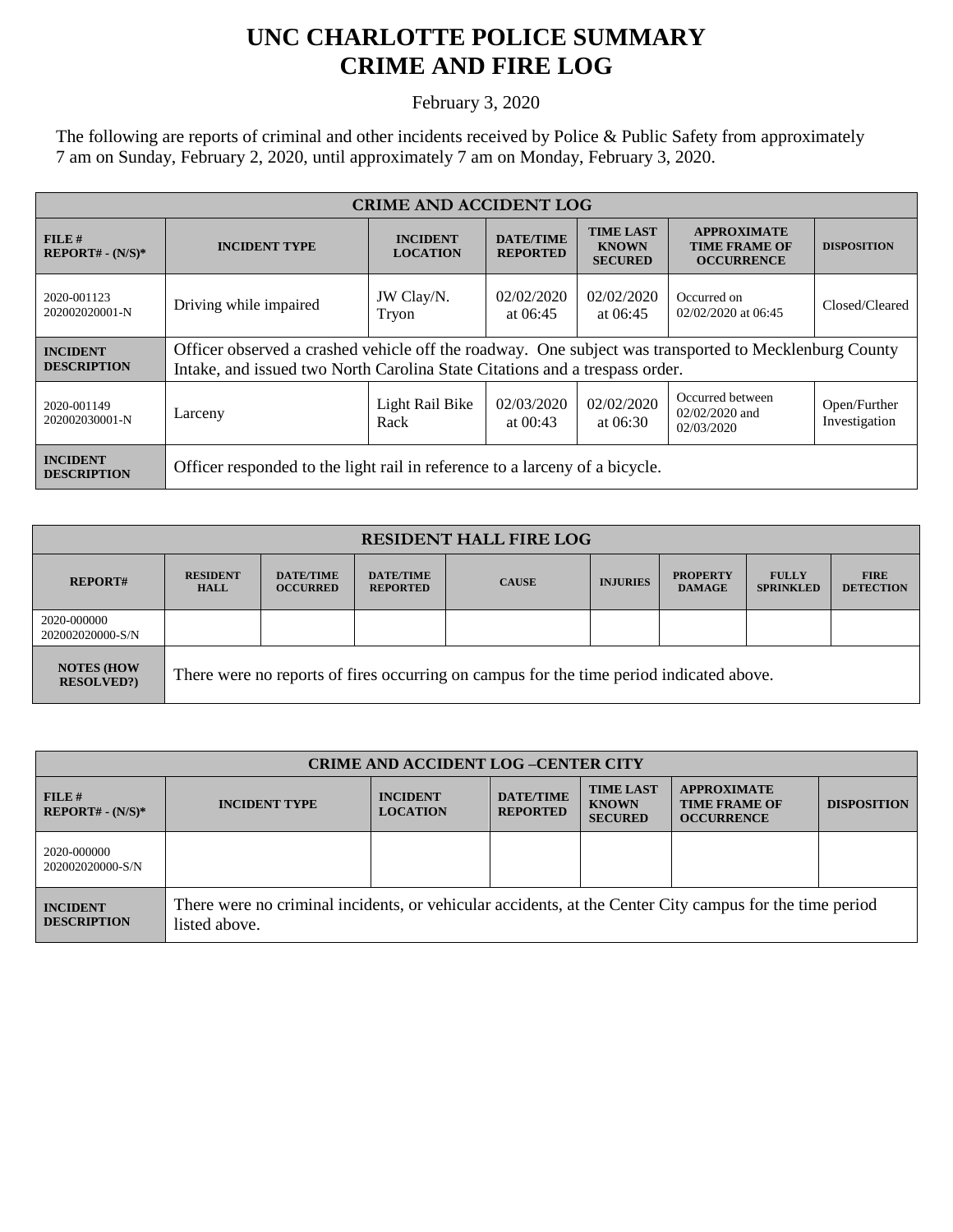# UNC CHARLOTTE POLICE SUMMARY
# CRIME AND FIRE LOG

February 3, 2020

The following are reports of criminal and other incidents received by Police & Public Safety from approximately 7 am on Sunday, February 2, 2020, until approximately 7 am on Monday, February 3, 2020.

| CRIME AND ACCIDENT LOG | | | | | | |
|---|---|---|---|---|---|---|
| FILE # REPORT# - (N/S)* | INCIDENT TYPE | INCIDENT LOCATION | DATE/TIME REPORTED | TIME LAST KNOWN SECURED | APPROXIMATE TIME FRAME OF OCCURRENCE | DISPOSITION |
| 2020-001123 202002020001-N | Driving while impaired | JW Clay/N. Tryon | 02/02/2020 at 06:45 | 02/02/2020 at 06:45 | Occurred on 02/02/2020 at 06:45 | Closed/Cleared |
| INCIDENT DESCRIPTION | Officer observed a crashed vehicle off the roadway. One subject was transported to Mecklenburg County Intake, and issued two North Carolina State Citations and a trespass order. | | | | | |
| 2020-001149 202002030001-N | Larceny | Light Rail Bike Rack | 02/03/2020 at 00:43 | 02/02/2020 at 06:30 | Occurred between 02/02/2020 and 02/03/2020 | Open/Further Investigation |
| INCIDENT DESCRIPTION | Officer responded to the light rail in reference to a larceny of a bicycle. | | | | | |

| RESIDENT HALL FIRE LOG | | | | | | | | |
|---|---|---|---|---|---|---|---|---|
| REPORT# | RESIDENT HALL | DATE/TIME OCCURRED | DATE/TIME REPORTED | CAUSE | INJURIES | PROPERTY DAMAGE | FULLY SPRINKLED | FIRE DETECTION |
| 2020-000000 202002020000-S/N | | | | | | | | |
| NOTES (HOW RESOLVED?) | There were no reports of fires occurring on campus for the time period indicated above. | | | | | | | |

| CRIME AND ACCIDENT LOG –CENTER CITY | | | | | | |
|---|---|---|---|---|---|---|
| FILE # REPORT# - (N/S)* | INCIDENT TYPE | INCIDENT LOCATION | DATE/TIME REPORTED | TIME LAST KNOWN SECURED | APPROXIMATE TIME FRAME OF OCCURRENCE | DISPOSITION |
| 2020-000000 202002020000-S/N | | | | | | |
| INCIDENT DESCRIPTION | There were no criminal incidents, or vehicular accidents, at the Center City campus for the time period listed above. | | | | | |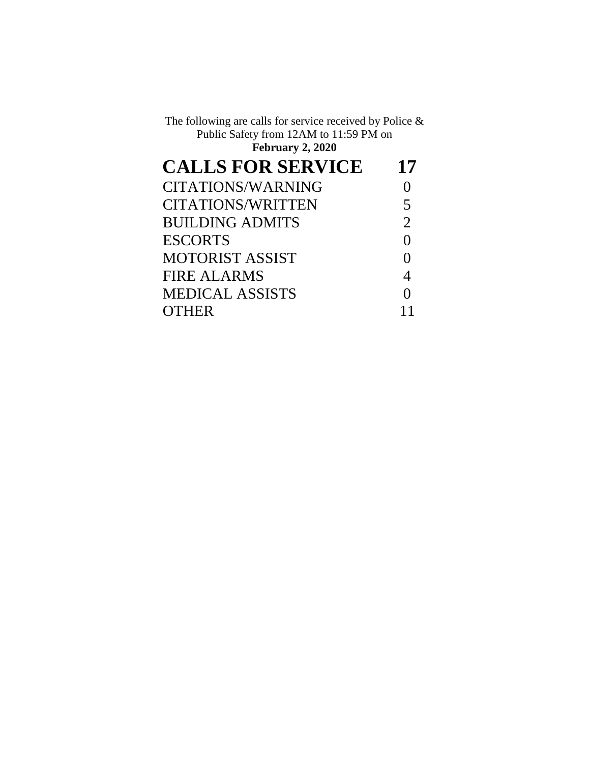The following are calls for service received by Police & Public Safety from 12AM to 11:59 PM on

**February 2, 2020**

| | |
|---|---|
| **CALLS FOR SERVICE** | **17** |
| CITATIONS/WARNING | 0 |
| CITATIONS/WRITTEN | 5 |
| BUILDING ADMITS | 2 |
| ESCORTS | 0 |
| MOTORIST ASSIST | 0 |
| FIRE ALARMS | 4 |
| MEDICAL ASSISTS | 0 |
| OTHER | 11 |